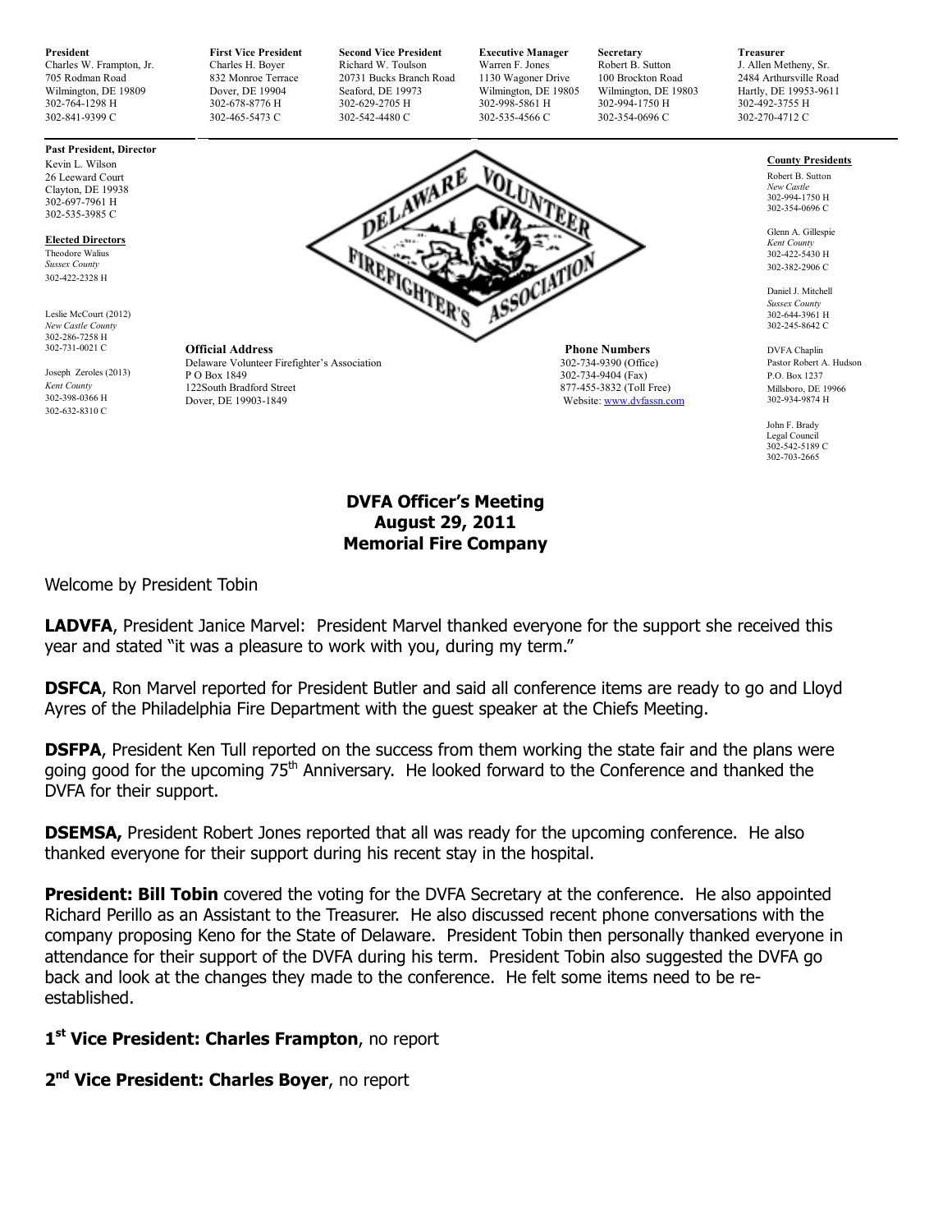**President**
Charles W. Frampton, Jr.
705 Rodman Road
Wilmington, DE 19809
302-764-1298 H
302-841-9399 C

**First Vice President**
Charles H. Boyer
832 Monroe Terrace
Dover, DE 19904
302-678-8776 H
302-465-5473 C

**Second Vice President**
Richard W. Toulson
20731 Bucks Branch Road
Seaford, DE 19973
302-629-2705 H
302-542-4480 C

**Executive Manager**
Warren F. Jones
1130 Wagoner Drive
Wilmington, DE 19805
302-998-5861 H
302-535-4566 C

**Secretary**
Robert B. Sutton
100 Brockton Road
Wilmington, DE 19803
302-994-1750 H
302-354-0696 C

**Treasurer**
J. Allen Metheny, Sr.
2484 Arthursville Road
Hartly, DE 19953-9611
302-492-3755 H
302-270-4712 C

**Past President, Director**
Kevin L. Wilson
26 Leeward Court
Clayton, DE 19938
302-697-7961 H
302-535-3985 C

**Elected Directors**

Theodore Walius
*Sussex County*
302-422-2328 H

Leslie McCourt (2012)
*New Castle County*
302-286-7258 H
302-731-0021 C

Joseph Zeroles (2013)
*Kent County*
302-398-0366 H
302-632-8310 C

DELAWARE VOLUNTEER FIREFIGHTER'S ASSOCIATION

**Official Address**
Delaware Volunteer Firefighter's Association
P O Box 1849
122South Bradford Street
Dover, DE 19903-1849

**Phone Numbers**
302-734-9390 (Office)
302-734-9404 (Fax)
877-455-3832 (Toll Free)
Website: www.dvfassn.com

**County Presidents**

Robert B. Sutton
*New Castle*
302-994-1750 H
302-354-0696 C

Glenn A. Gillespie
*Kent County*
302-422-5430 H
302-382-2906 C

Daniel J. Mitchell
*Sussex County*
302-644-3961 H
302-245-8642 C

DVFA Chaplin
Pastor Robert A. Hudson
P.O. Box 1237
Millsboro, DE 19966
302-934-9874 H

John F. Brady
Legal Council
302-542-5189 C
302-703-2665

# DVFA Officer's Meeting
## August 29, 2011
## Memorial Fire Company

Welcome by President Tobin

**LADVFA**, President Janice Marvel: President Marvel thanked everyone for the support she received this year and stated "it was a pleasure to work with you, during my term."

**DSFCA**, Ron Marvel reported for President Butler and said all conference items are ready to go and Lloyd Ayres of the Philadelphia Fire Department with the guest speaker at the Chiefs Meeting.

**DSFPA**, President Ken Tull reported on the success from them working the state fair and the plans were going good for the upcoming 75th Anniversary. He looked forward to the Conference and thanked the DVFA for their support.

**DSEMSA,** President Robert Jones reported that all was ready for the upcoming conference. He also thanked everyone for their support during his recent stay in the hospital.

**President: Bill Tobin** covered the voting for the DVFA Secretary at the conference. He also appointed Richard Perillo as an Assistant to the Treasurer. He also discussed recent phone conversations with the company proposing Keno for the State of Delaware. President Tobin then personally thanked everyone in attendance for their support of the DVFA during his term. President Tobin also suggested the DVFA go back and look at the changes they made to the conference. He felt some items need to be re-established.

**1st Vice President: Charles Frampton**, no report

**2nd Vice President: Charles Boyer**, no report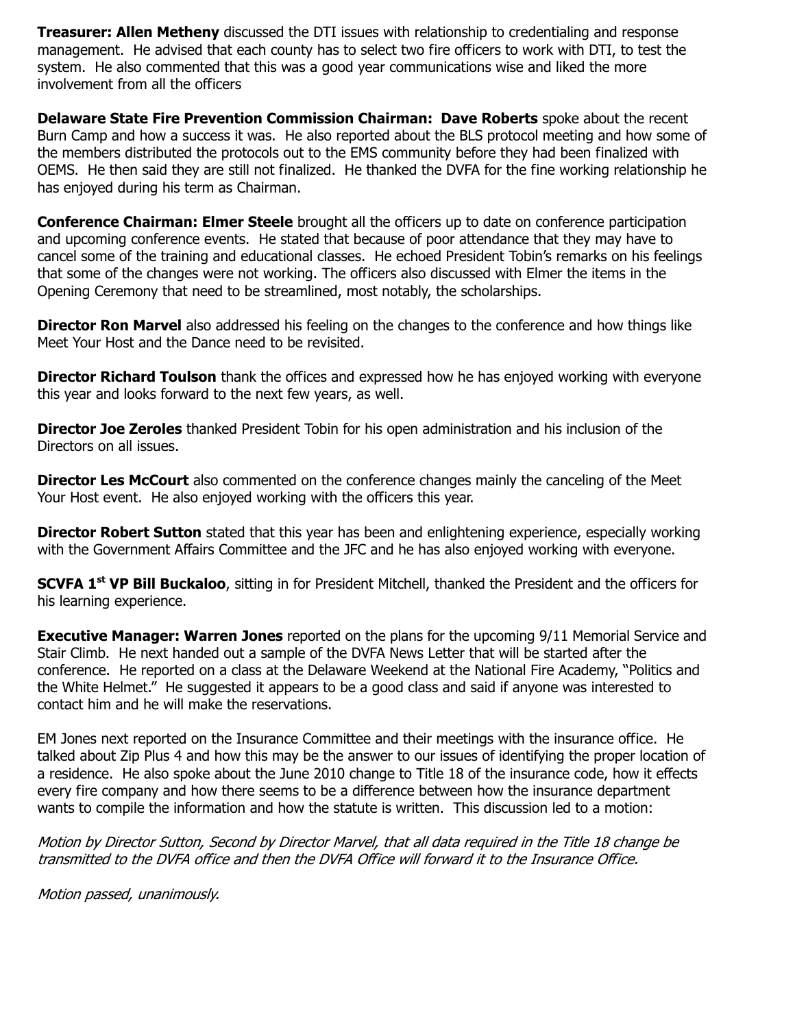**Treasurer: Allen Metheny** discussed the DTI issues with relationship to credentialing and response management. He advised that each county has to select two fire officers to work with DTI, to test the system. He also commented that this was a good year communications wise and liked the more involvement from all the officers

**Delaware State Fire Prevention Commission Chairman: Dave Roberts** spoke about the recent Burn Camp and how a success it was. He also reported about the BLS protocol meeting and how some of the members distributed the protocols out to the EMS community before they had been finalized with OEMS. He then said they are still not finalized. He thanked the DVFA for the fine working relationship he has enjoyed during his term as Chairman.

**Conference Chairman: Elmer Steele** brought all the officers up to date on conference participation and upcoming conference events. He stated that because of poor attendance that they may have to cancel some of the training and educational classes. He echoed President Tobin's remarks on his feelings that some of the changes were not working. The officers also discussed with Elmer the items in the Opening Ceremony that need to be streamlined, most notably, the scholarships.

**Director Ron Marvel** also addressed his feeling on the changes to the conference and how things like Meet Your Host and the Dance need to be revisited.

**Director Richard Toulson** thank the offices and expressed how he has enjoyed working with everyone this year and looks forward to the next few years, as well.

**Director Joe Zeroles** thanked President Tobin for his open administration and his inclusion of the Directors on all issues.

**Director Les McCourt** also commented on the conference changes mainly the canceling of the Meet Your Host event. He also enjoyed working with the officers this year.

**Director Robert Sutton** stated that this year has been and enlightening experience, especially working with the Government Affairs Committee and the JFC and he has also enjoyed working with everyone.

**SCVFA 1st VP Bill Buckaloo**, sitting in for President Mitchell, thanked the President and the officers for his learning experience.

**Executive Manager: Warren Jones** reported on the plans for the upcoming 9/11 Memorial Service and Stair Climb. He next handed out a sample of the DVFA News Letter that will be started after the conference. He reported on a class at the Delaware Weekend at the National Fire Academy, "Politics and the White Helmet." He suggested it appears to be a good class and said if anyone was interested to contact him and he will make the reservations.

EM Jones next reported on the Insurance Committee and their meetings with the insurance office. He talked about Zip Plus 4 and how this may be the answer to our issues of identifying the proper location of a residence. He also spoke about the June 2010 change to Title 18 of the insurance code, how it effects every fire company and how there seems to be a difference between how the insurance department wants to compile the information and how the statute is written. This discussion led to a motion:

*Motion by Director Sutton, Second by Director Marvel, that all data required in the Title 18 change be transmitted to the DVFA office and then the DVFA Office will forward it to the Insurance Office.*

*Motion passed, unanimously.*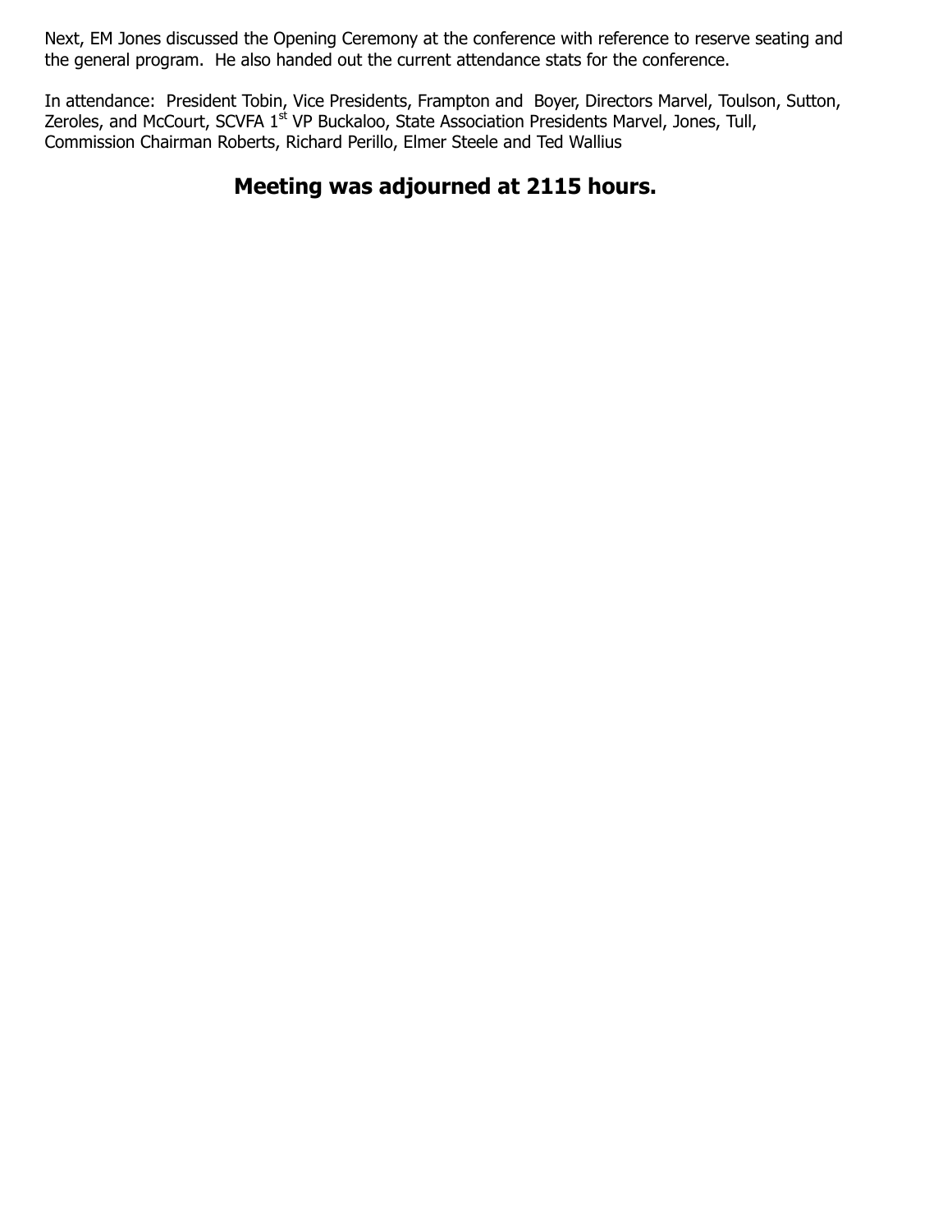Next, EM Jones discussed the Opening Ceremony at the conference with reference to reserve seating and the general program. He also handed out the current attendance stats for the conference.

In attendance: President Tobin, Vice Presidents, Frampton and Boyer, Directors Marvel, Toulson, Sutton, Zeroles, and McCourt, SCVFA 1st VP Buckaloo, State Association Presidents Marvel, Jones, Tull, Commission Chairman Roberts, Richard Perillo, Elmer Steele and Ted Wallius

**Meeting was adjourned at 2115 hours.**